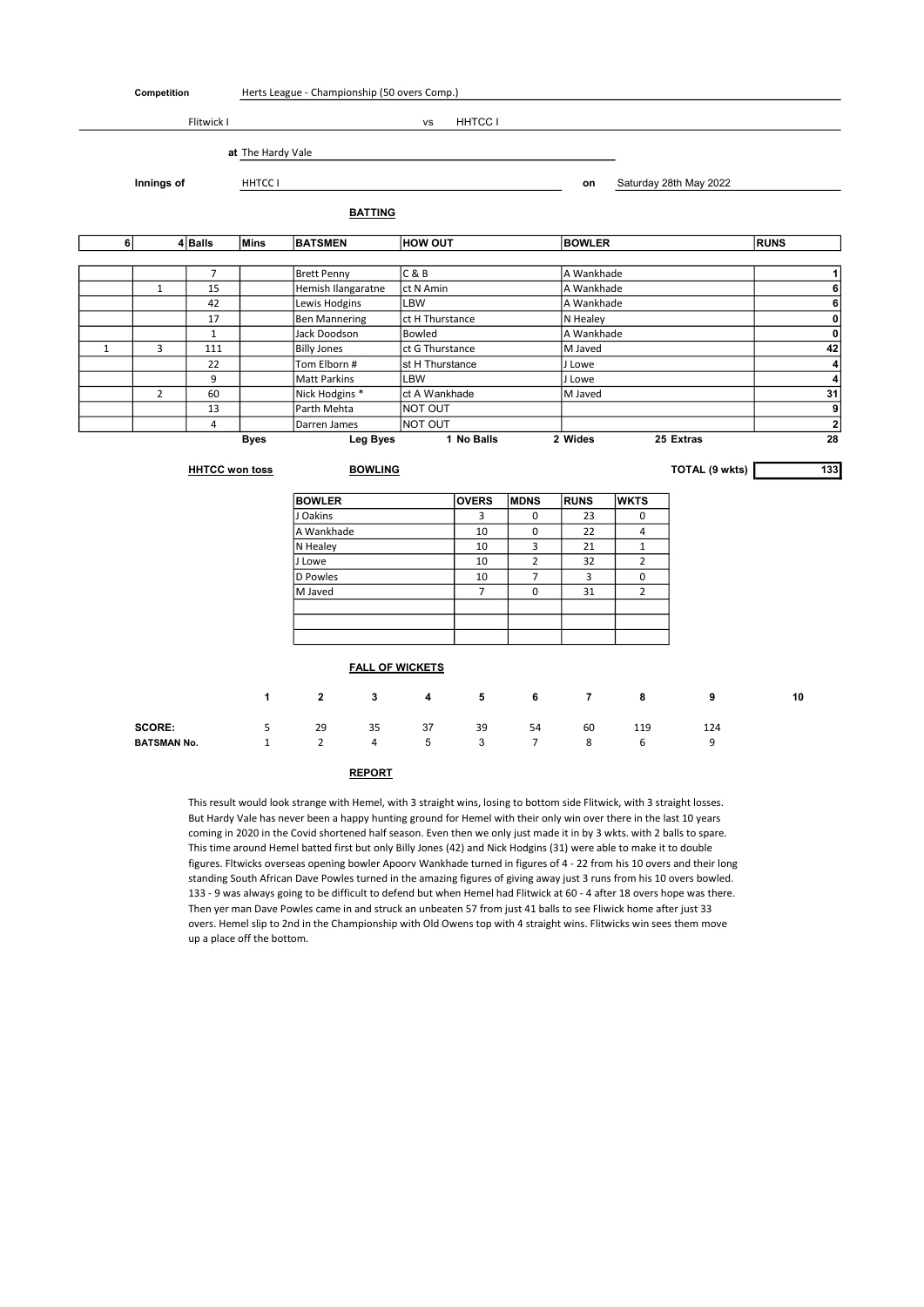**Competition** Herts League - Championship (50 overs Comp.)

Flitwick I vs HHTCC I

**at** The Hardy Vale

**Innings of** HHTCC I **on** Saturday 28th May 2022

## BATTING

| 6 | 4 | Balls | Mins | BATSMEN | HOW OUT | BOWLER | RUNS |
|---|---|---|---|---|---|---|---|
| | | 7 | | Brett Penny | C & B | A Wankhade | 1 |
| | 1 | 15 | | Hemish Ilangaratne | ct N Amin | A Wankhade | 6 |
| | | 42 | | Lewis Hodgins | LBW | A Wankhade | 6 |
| | | 17 | | Ben Mannering | ct H Thurstance | N Healey | 0 |
| | | 1 | | Jack Doodson | Bowled | A Wankhade | 0 |
| 1 | 3 | 111 | | Billy Jones | ct G Thurstance | M Javed | 42 |
| | | 22 | | Tom Elborn # | st H Thurstance | J Lowe | 4 |
| | | 9 | | Matt Parkins | LBW | J Lowe | 4 |
| | 2 | 60 | | Nick Hodgins * | ct A Wankhade | M Javed | 31 |
| | | 13 | | Parth Mehta | NOT OUT | | 9 |
| | | 4 | | Darren James | NOT OUT | | 2 |

Byes | Leg Byes 1 | No Balls 2 | Wides 25 | Extras 28

**HHTCC won toss**

## BOWLING

**TOTAL (9 wkts) 133**

| BOWLER | OVERS | MDNS | RUNS | WKTS |
|---|---|---|---|---|
| J Oakins | 3 | 0 | 23 | 0 |
| A Wankhade | 10 | 0 | 22 | 4 |
| N Healey | 10 | 3 | 21 | 1 |
| J Lowe | 10 | 2 | 32 | 2 |
| D Powles | 10 | 7 | 3 | 0 |
| M Javed | 7 | 0 | 31 | 2 |
| | | | | |
| | | | | |
| | | | | |

## FALL OF WICKETS

| | 1 | 2 | 3 | 4 | 5 | 6 | 7 | 8 | 9 | 10 |
|---|---|---|---|---|---|---|---|---|---|---|
| **SCORE:** | 5 | 29 | 35 | 37 | 39 | 54 | 60 | 119 | 124 | |
| **BATSMAN No.** | 1 | 2 | 4 | 5 | 3 | 7 | 8 | 6 | 9 | |

## REPORT

This result would look strange with Hemel, with 3 straight wins, losing to bottom side Flitwick, with 3 straight losses. But Hardy Vale has never been a happy hunting ground for Hemel with their only win over there in the last 10 years coming in 2020 in the Covid shortened half season. Even then we only just made it in by 3 wkts. with 2 balls to spare. This time around Hemel batted first but only Billy Jones (42) and Nick Hodgins (31) were able to make it to double figures. Fltwicks overseas opening bowler Apoorv Wankhade turned in figures of 4 - 22 from his 10 overs and their long standing South African Dave Powles turned in the amazing figures of giving away just 3 runs from his 10 overs bowled. 133 - 9 was always going to be difficult to defend but when Hemel had Flitwick at 60 - 4 after 18 overs hope was there. Then yer man Dave Powles came in and struck an unbeaten 57 from just 41 balls to see Fliwick home after just 33 overs. Hemel slip to 2nd in the Championship with Old Owens top with 4 straight wins. Flitwicks win sees them move up a place off the bottom.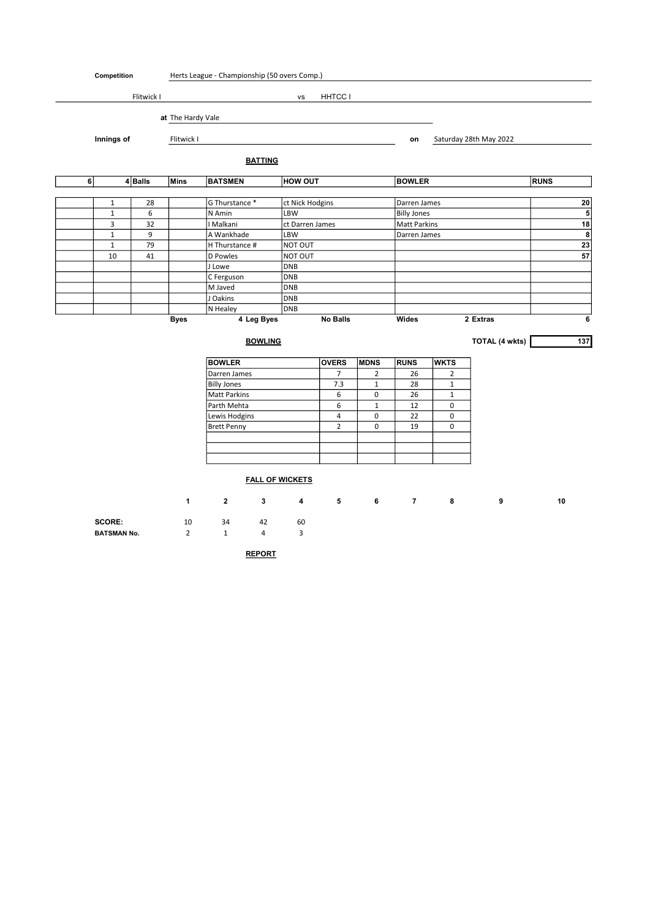**Competition** Herts League - Championship (50 overs Comp.)

Flitwick I vs HHTCC I

**at** The Hardy Vale

**Innings of** Flitwick I **on** Saturday 28th May 2022

## BATTING

| 6 | 4 | Balls | Mins | BATSMEN | HOW OUT | BOWLER | RUNS |
|---|---|---|---|---|---|---|---|
| | 1 | 28 | | G Thurstance * | ct Nick Hodgins | Darren James | 20 |
| | 1 | 6 | | N Amin | LBW | Billy Jones | 5 |
| | 3 | 32 | | I Malkani | ct Darren James | Matt Parkins | 18 |
| | 1 | 9 | | A Wankhade | LBW | Darren James | 8 |
| | 1 | 79 | | H Thurstance # | NOT OUT | | 23 |
| | 10 | 41 | | D Powles | NOT OUT | | 57 |
| | | | | J Lowe | DNB | | |
| | | | | C Ferguson | DNB | | |
| | | | | M Javed | DNB | | |
| | | | | J Oakins | DNB | | |
| | | | | N Healey | DNB | | |

**Byes** 4 **Leg Byes** **No Balls** **Wides** 2 **Extras** 6

**TOTAL (4 wkts)** 137

## BOWLING

| BOWLER | OVERS | MDNS | RUNS | WKTS |
|---|---|---|---|---|
| Darren James | 7 | 2 | 26 | 2 |
| Billy Jones | 7.3 | 1 | 28 | 1 |
| Matt Parkins | 6 | 0 | 26 | 1 |
| Parth Mehta | 6 | 1 | 12 | 0 |
| Lewis Hodgins | 4 | 0 | 22 | 0 |
| Brett Penny | 2 | 0 | 19 | 0 |
| | | | | |
| | | | | |
| | | | | |

## FALL OF WICKETS

| | 1 | 2 | 3 | 4 | 5 | 6 | 7 | 8 | 9 | 10 |
|---|---|---|---|---|---|---|---|---|---|---|
| **SCORE:** | 10 | 34 | 42 | 60 | | | | | | |
| **BATSMAN No.** | 2 | 1 | 4 | 3 | | | | | | |

## REPORT